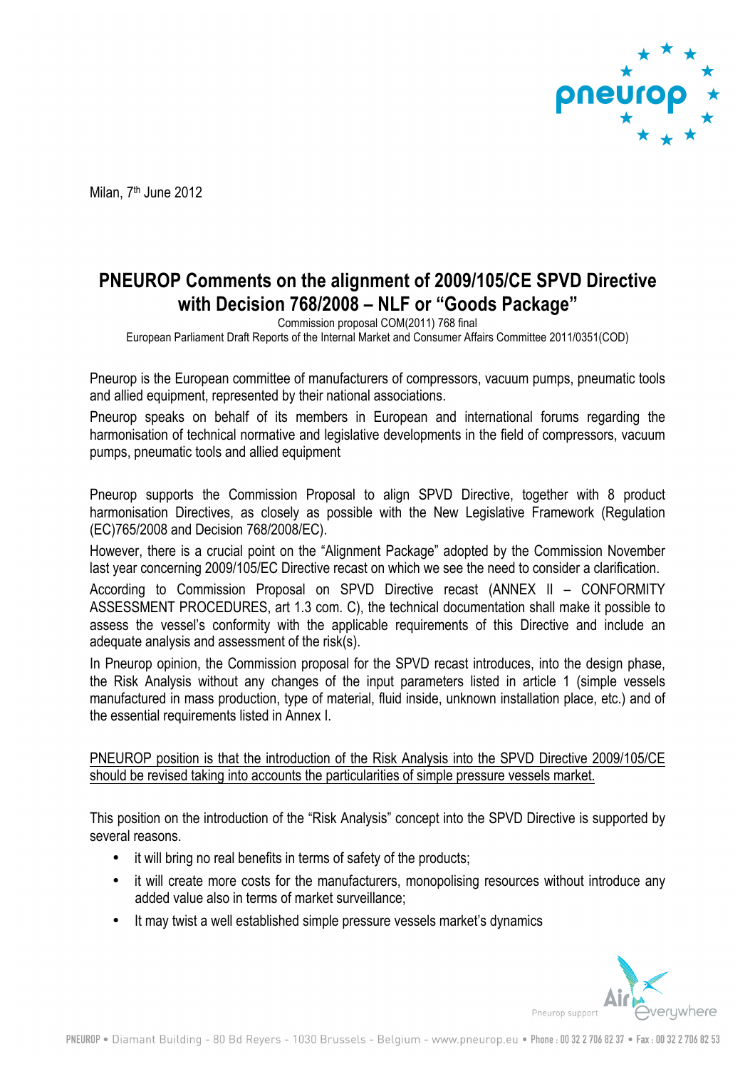Milan, 7th June 2012

# PNEUROP Comments on the alignment of 2009/105/CE SPVD Directive with Decision 768/2008 – NLF or "Goods Package"

Commission proposal COM(2011) 768 final
European Parliament Draft Reports of the Internal Market and Consumer Affairs Committee 2011/0351(COD)

Pneurop is the European committee of manufacturers of compressors, vacuum pumps, pneumatic tools and allied equipment, represented by their national associations.

Pneurop speaks on behalf of its members in European and international forums regarding the harmonisation of technical normative and legislative developments in the field of compressors, vacuum pumps, pneumatic tools and allied equipment

Pneurop supports the Commission Proposal to align SPVD Directive, together with 8 product harmonisation Directives, as closely as possible with the New Legislative Framework (Regulation (EC)765/2008 and Decision 768/2008/EC).

However, there is a crucial point on the "Alignment Package" adopted by the Commission November last year concerning 2009/105/EC Directive recast on which we see the need to consider a clarification.

According to Commission Proposal on SPVD Directive recast (ANNEX II – CONFORMITY ASSESSMENT PROCEDURES, art 1.3 com. C), the technical documentation shall make it possible to assess the vessel's conformity with the applicable requirements of this Directive and include an adequate analysis and assessment of the risk(s).

In Pneurop opinion, the Commission proposal for the SPVD recast introduces, into the design phase, the Risk Analysis without any changes of the input parameters listed in article 1 (simple vessels manufactured in mass production, type of material, fluid inside, unknown installation place, etc.) and of the essential requirements listed in Annex I.

<u>PNEUROP position is that the introduction of the Risk Analysis into the SPVD Directive 2009/105/CE should be revised taking into accounts the particularities of simple pressure vessels market.</u>

This position on the introduction of the "Risk Analysis" concept into the SPVD Directive is supported by several reasons.

- it will bring no real benefits in terms of safety of the products;
- it will create more costs for the manufacturers, monopolising resources without introduce any added value also in terms of market surveillance;
- It may twist a well established simple pressure vessels market's dynamics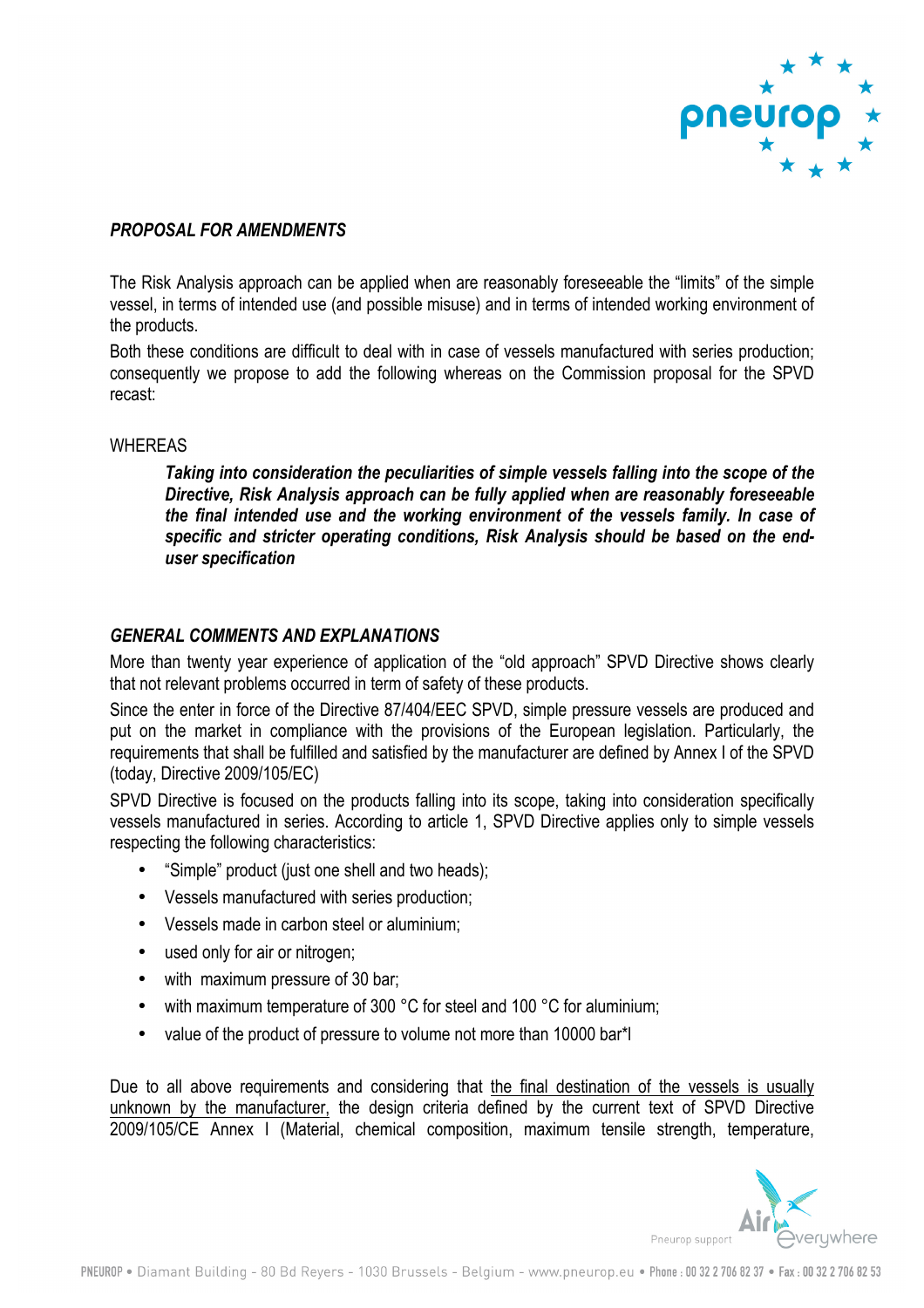### *PROPOSAL FOR AMENDMENTS*

The Risk Analysis approach can be applied when are reasonably foreseeable the "limits" of the simple vessel, in terms of intended use (and possible misuse) and in terms of intended working environment of the products.

Both these conditions are difficult to deal with in case of vessels manufactured with series production; consequently we propose to add the following whereas on the Commission proposal for the SPVD recast:

WHEREAS

> ***Taking into consideration the peculiarities of simple vessels falling into the scope of the Directive, Risk Analysis approach can be fully applied when are reasonably foreseeable the final intended use and the working environment of the vessels family. In case of specific and stricter operating conditions, Risk Analysis should be based on the end-user specification***

### *GENERAL COMMENTS AND EXPLANATIONS*

More than twenty year experience of application of the "old approach" SPVD Directive shows clearly that not relevant problems occurred in term of safety of these products.

Since the enter in force of the Directive 87/404/EEC SPVD, simple pressure vessels are produced and put on the market in compliance with the provisions of the European legislation. Particularly, the requirements that shall be fulfilled and satisfied by the manufacturer are defined by Annex I of the SPVD (today, Directive 2009/105/EC)

SPVD Directive is focused on the products falling into its scope, taking into consideration specifically vessels manufactured in series. According to article 1, SPVD Directive applies only to simple vessels respecting the following characteristics:

- "Simple" product (just one shell and two heads);
- Vessels manufactured with series production;
- Vessels made in carbon steel or aluminium;
- used only for air or nitrogen;
- with maximum pressure of 30 bar;
- with maximum temperature of 300 °C for steel and 100 °C for aluminium;
- value of the product of pressure to volume not more than 10000 bar*l

Due to all above requirements and considering that <u>the final destination of the vessels is usually unknown by the manufacturer,</u> the design criteria defined by the current text of SPVD Directive 2009/105/CE Annex I (Material, chemical composition, maximum tensile strength, temperature,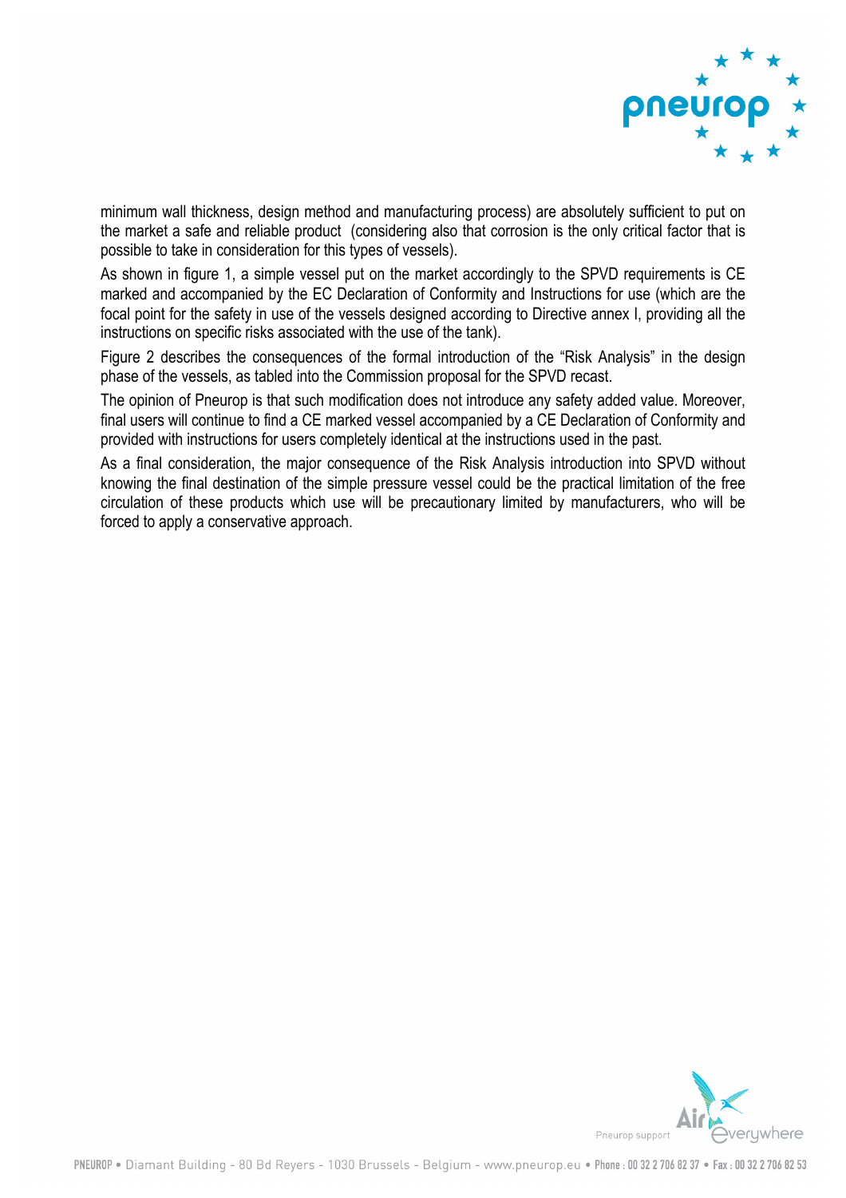minimum wall thickness, design method and manufacturing process) are absolutely sufficient to put on the market a safe and reliable product  (considering also that corrosion is the only critical factor that is possible to take in consideration for this types of vessels).

As shown in figure 1, a simple vessel put on the market accordingly to the SPVD requirements is CE marked and accompanied by the EC Declaration of Conformity and Instructions for use (which are the focal point for the safety in use of the vessels designed according to Directive annex I, providing all the instructions on specific risks associated with the use of the tank).

Figure 2 describes the consequences of the formal introduction of the “Risk Analysis” in the design phase of the vessels, as tabled into the Commission proposal for the SPVD recast.

The opinion of Pneurop is that such modification does not introduce any safety added value. Moreover, final users will continue to find a CE marked vessel accompanied by a CE Declaration of Conformity and provided with instructions for users completely identical at the instructions used in the past.

As a final consideration, the major consequence of the Risk Analysis introduction into SPVD without knowing the final destination of the simple pressure vessel could be the practical limitation of the free circulation of these products which use will be precautionary limited by manufacturers, who will be forced to apply a conservative approach.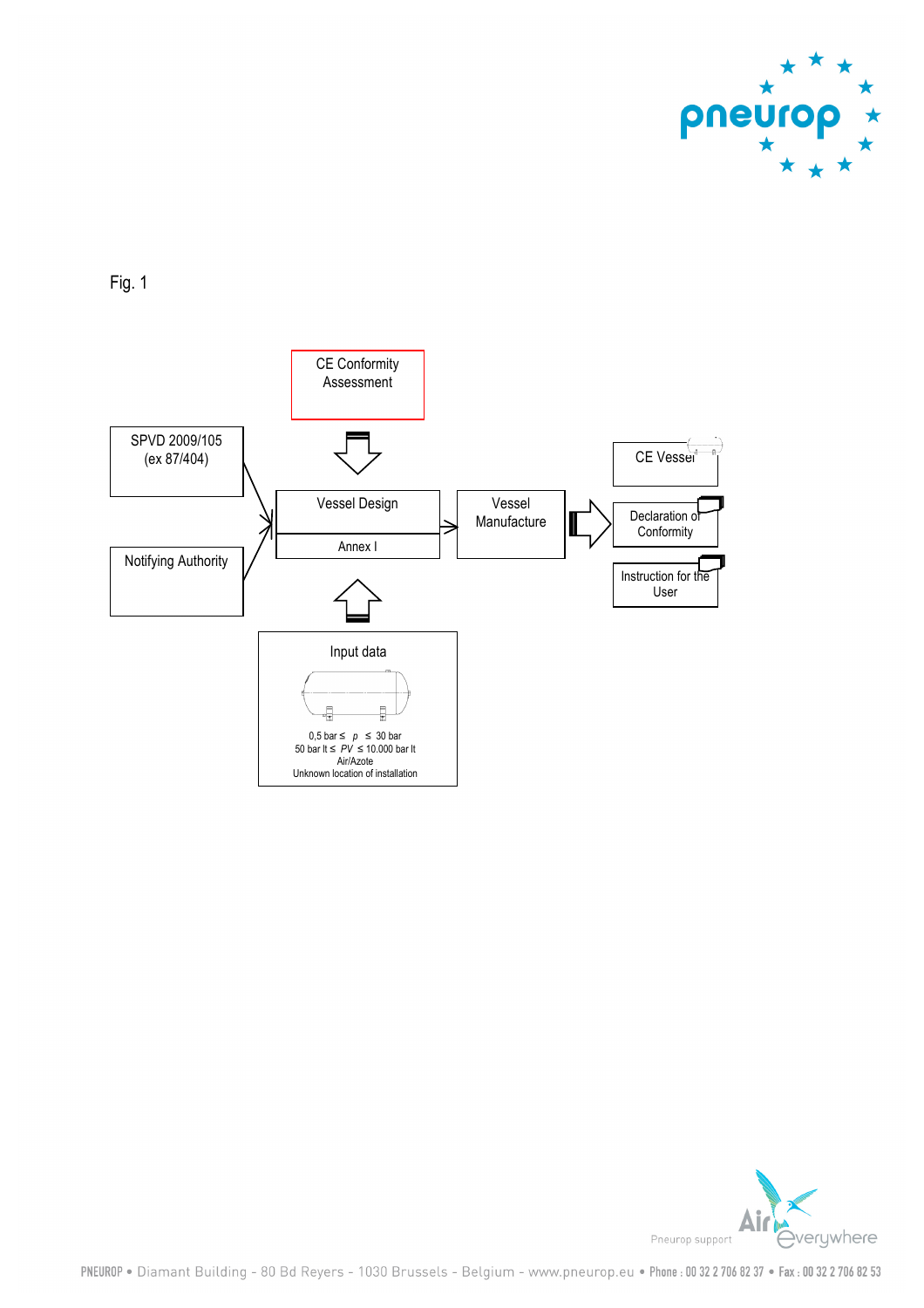Fig. 1

CE Conformity Assessment

SPVD 2009/105 (ex 87/404)

Notifying Authority

Vessel Design

Annex I

Vessel Manufacture

CE Vessel

Declaration of Conformity

Instruction for the User

Input data

0,5 bar ≤ $p$ ≤ 30 bar

50 bar lt ≤ $PV$ ≤ 10.000 bar lt

Air/Azote

Unknown location of installation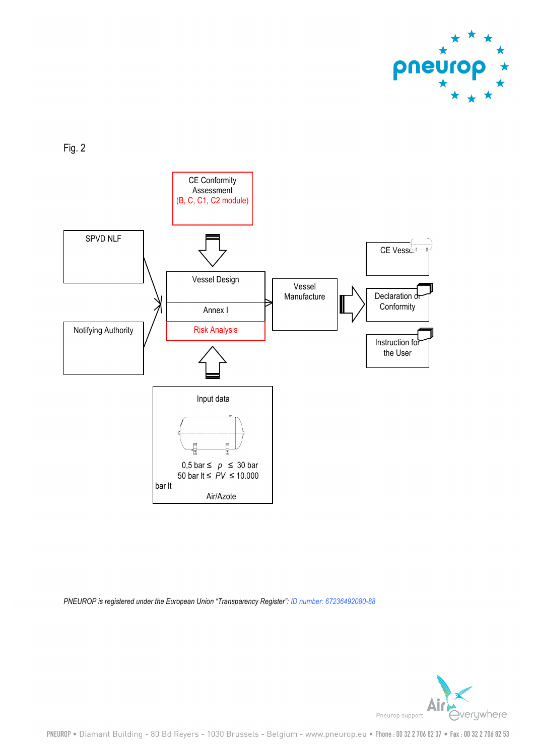Fig. 2

CE Conformity Assessment
(B, C, C1, C2 module)

SPVD NLF

Notifying Authority

Vessel Design

Annex I

Risk Analysis

Vessel Manufacture

CE Vessel

Declaration of Conformity

Instruction for the User

Input data

0,5 bar ≤ $p$ ≤ 30 bar
50 bar lt ≤ $PV$ ≤ 10.000 bar lt
Air/Azote

*PNEUROP is registered under the European Union "Transparency Register": ID number: 67236492080-88*